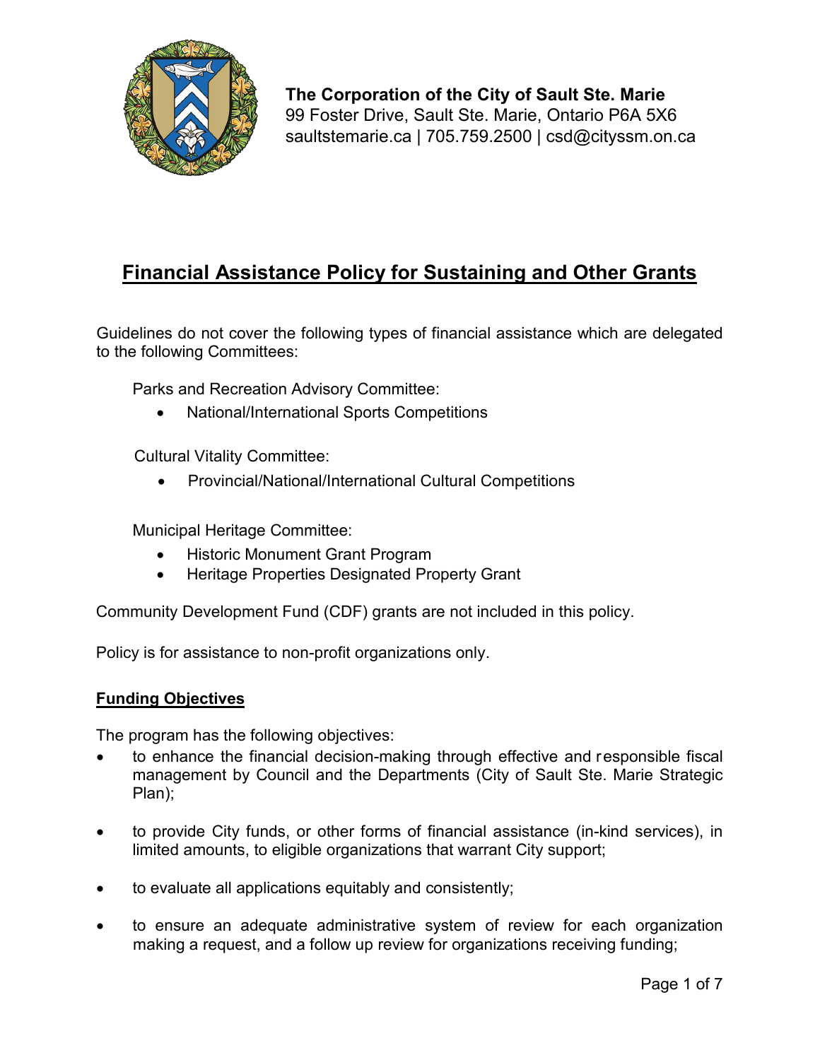**The Corporation of the City of Sault Ste. Marie**
99 Foster Drive, Sault Ste. Marie, Ontario P6A 5X6
saultstemarie.ca | 705.759.2500 | csd@cityssm.on.ca

# Financial Assistance Policy for Sustaining and Other Grants

Guidelines do not cover the following types of financial assistance which are delegated to the following Committees:

Parks and Recreation Advisory Committee:

- National/International Sports Competitions

Cultural Vitality Committee:

- Provincial/National/International Cultural Competitions

Municipal Heritage Committee:

- Historic Monument Grant Program
- Heritage Properties Designated Property Grant

Community Development Fund (CDF) grants are not included in this policy.

Policy is for assistance to non-profit organizations only.

## Funding Objectives

The program has the following objectives:

- to enhance the financial decision-making through effective and responsible fiscal management by Council and the Departments (City of Sault Ste. Marie Strategic Plan);
- to provide City funds, or other forms of financial assistance (in-kind services), in limited amounts, to eligible organizations that warrant City support;
- to evaluate all applications equitably and consistently;
- to ensure an adequate administrative system of review for each organization making a request, and a follow up review for organizations receiving funding;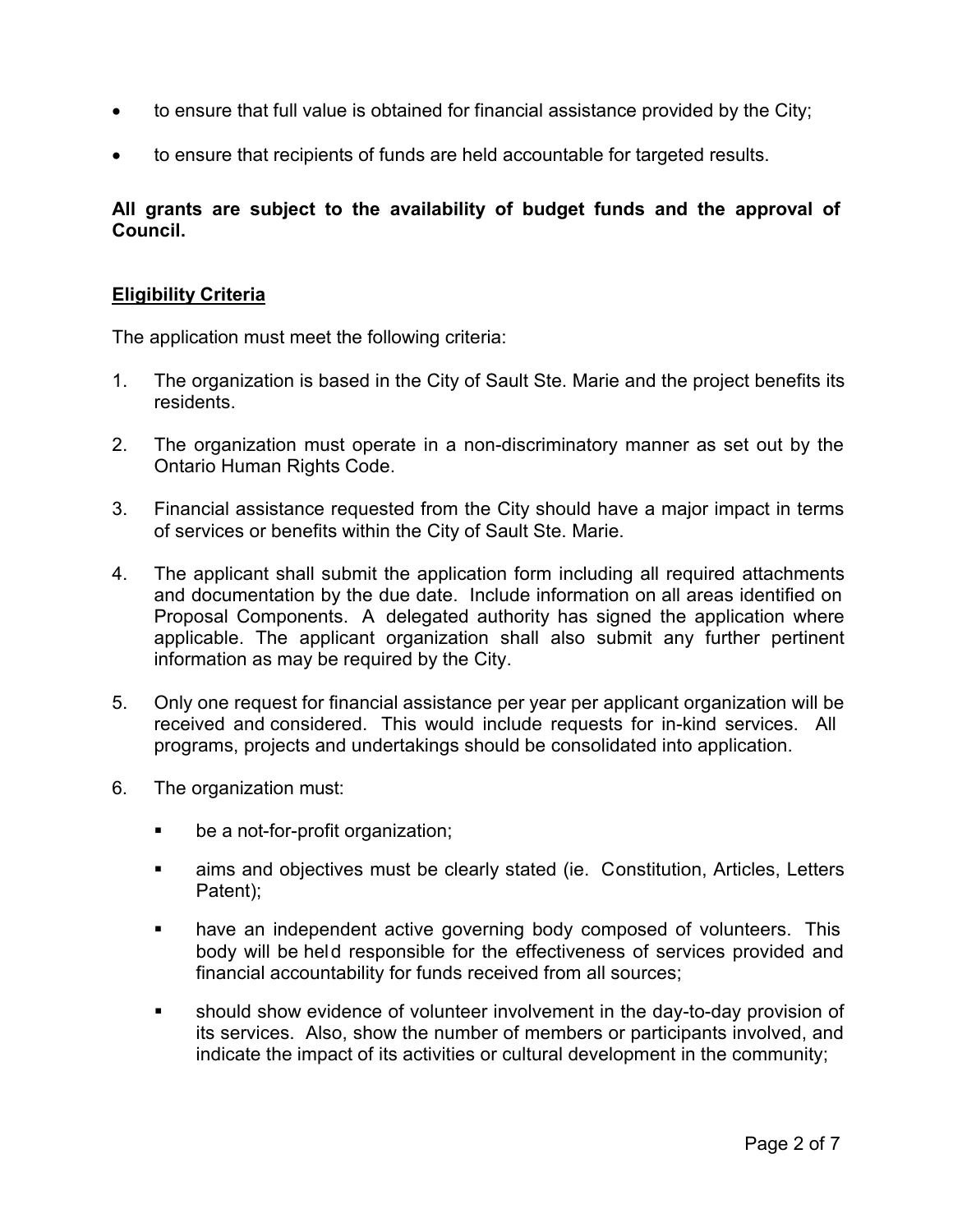- to ensure that full value is obtained for financial assistance provided by the City;
- to ensure that recipients of funds are held accountable for targeted results.

**All grants are subject to the availability of budget funds and the approval of Council.**

## Eligibility Criteria

The application must meet the following criteria:

1. The organization is based in the City of Sault Ste. Marie and the project benefits its residents.
2. The organization must operate in a non-discriminatory manner as set out by the Ontario Human Rights Code.
3. Financial assistance requested from the City should have a major impact in terms of services or benefits within the City of Sault Ste. Marie.
4. The applicant shall submit the application form including all required attachments and documentation by the due date. Include information on all areas identified on Proposal Components. A delegated authority has signed the application where applicable. The applicant organization shall also submit any further pertinent information as may be required by the City.
5. Only one request for financial assistance per year per applicant organization will be received and considered. This would include requests for in-kind services. All programs, projects and undertakings should be consolidated into application.
6. The organization must:
   - be a not-for-profit organization;
   - aims and objectives must be clearly stated (ie. Constitution, Articles, Letters Patent);
   - have an independent active governing body composed of volunteers. This body will be held responsible for the effectiveness of services provided and financial accountability for funds received from all sources;
   - should show evidence of volunteer involvement in the day-to-day provision of its services. Also, show the number of members or participants involved, and indicate the impact of its activities or cultural development in the community;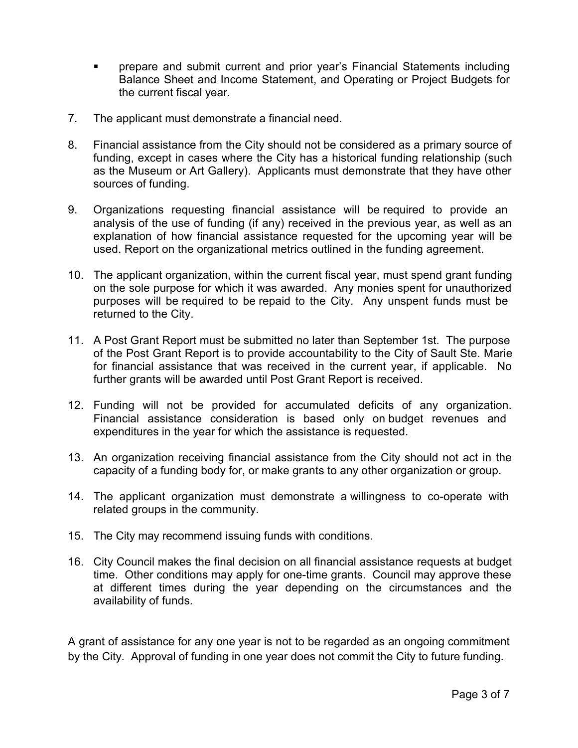- prepare and submit current and prior year's Financial Statements including Balance Sheet and Income Statement, and Operating or Project Budgets for the current fiscal year.

7. The applicant must demonstrate a financial need.

8. Financial assistance from the City should not be considered as a primary source of funding, except in cases where the City has a historical funding relationship (such as the Museum or Art Gallery). Applicants must demonstrate that they have other sources of funding.

9. Organizations requesting financial assistance will be required to provide an analysis of the use of funding (if any) received in the previous year, as well as an explanation of how financial assistance requested for the upcoming year will be used. Report on the organizational metrics outlined in the funding agreement.

10. The applicant organization, within the current fiscal year, must spend grant funding on the sole purpose for which it was awarded. Any monies spent for unauthorized purposes will be required to be repaid to the City. Any unspent funds must be returned to the City.

11. A Post Grant Report must be submitted no later than September 1st. The purpose of the Post Grant Report is to provide accountability to the City of Sault Ste. Marie for financial assistance that was received in the current year, if applicable. No further grants will be awarded until Post Grant Report is received.

12. Funding will not be provided for accumulated deficits of any organization. Financial assistance consideration is based only on budget revenues and expenditures in the year for which the assistance is requested.

13. An organization receiving financial assistance from the City should not act in the capacity of a funding body for, or make grants to any other organization or group.

14. The applicant organization must demonstrate a willingness to co-operate with related groups in the community.

15. The City may recommend issuing funds with conditions.

16. City Council makes the final decision on all financial assistance requests at budget time. Other conditions may apply for one-time grants. Council may approve these at different times during the year depending on the circumstances and the availability of funds.

A grant of assistance for any one year is not to be regarded as an ongoing commitment by the City. Approval of funding in one year does not commit the City to future funding.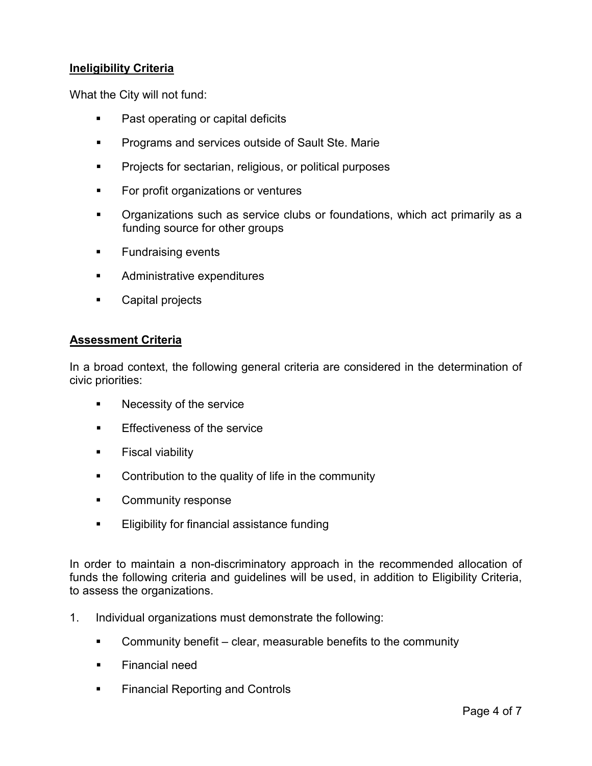**Ineligibility Criteria**

What the City will not fund:

- Past operating or capital deficits
- Programs and services outside of Sault Ste. Marie
- Projects for sectarian, religious, or political purposes
- For profit organizations or ventures
- Organizations such as service clubs or foundations, which act primarily as a funding source for other groups
- Fundraising events
- Administrative expenditures
- Capital projects

**Assessment Criteria**

In a broad context, the following general criteria are considered in the determination of civic priorities:

- Necessity of the service
- Effectiveness of the service
- Fiscal viability
- Contribution to the quality of life in the community
- Community response
- Eligibility for financial assistance funding

In order to maintain a non-discriminatory approach in the recommended allocation of funds the following criteria and guidelines will be used, in addition to Eligibility Criteria, to assess the organizations.

1. Individual organizations must demonstrate the following:

   - Community benefit – clear, measurable benefits to the community
   - Financial need
   - Financial Reporting and Controls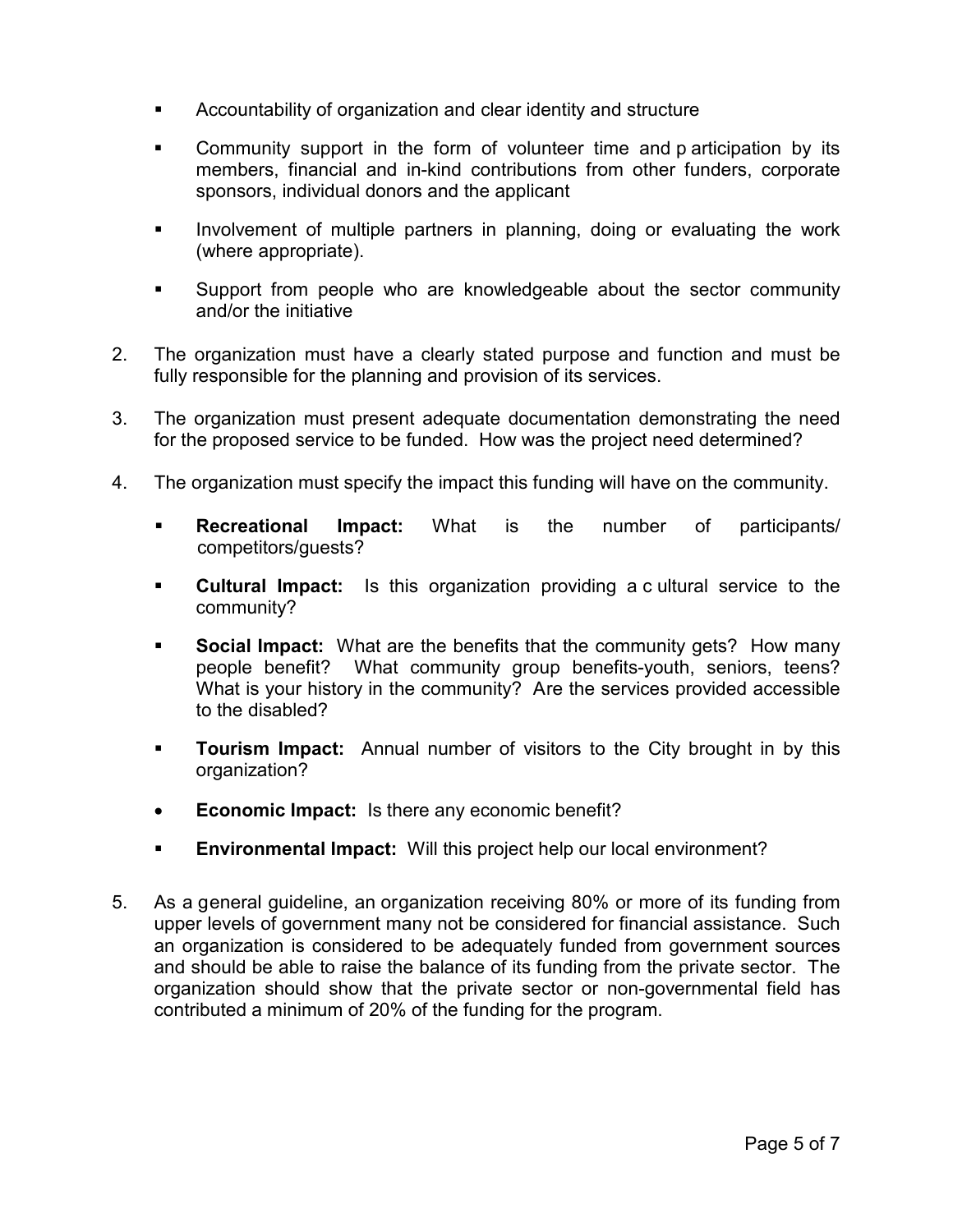- Accountability of organization and clear identity and structure
- Community support in the form of volunteer time and p articipation by its members, financial and in-kind contributions from other funders, corporate sponsors, individual donors and the applicant
- Involvement of multiple partners in planning, doing or evaluating the work (where appropriate).
- Support from people who are knowledgeable about the sector community and/or the initiative

2. The organization must have a clearly stated purpose and function and must be fully responsible for the planning and provision of its services.

3. The organization must present adequate documentation demonstrating the need for the proposed service to be funded. How was the project need determined?

4. The organization must specify the impact this funding will have on the community.

   - **Recreational Impact:** What is the number of participants/ competitors/guests?
   - **Cultural Impact:** Is this organization providing a c ultural service to the community?
   - **Social Impact:** What are the benefits that the community gets? How many people benefit? What community group benefits-youth, seniors, teens? What is your history in the community? Are the services provided accessible to the disabled?
   - **Tourism Impact:** Annual number of visitors to the City brought in by this organization?
   - **Economic Impact:** Is there any economic benefit?
   - **Environmental Impact:** Will this project help our local environment?

5. As a general guideline, an organization receiving 80% or more of its funding from upper levels of government many not be considered for financial assistance. Such an organization is considered to be adequately funded from government sources and should be able to raise the balance of its funding from the private sector. The organization should show that the private sector or non-governmental field has contributed a minimum of 20% of the funding for the program.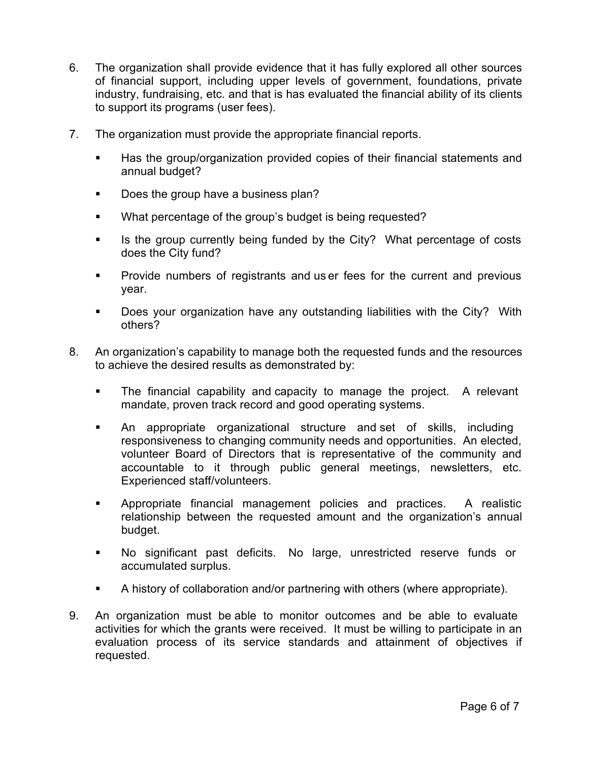6. The organization shall provide evidence that it has fully explored all other sources of financial support, including upper levels of government, foundations, private industry, fundraising, etc. and that is has evaluated the financial ability of its clients to support its programs (user fees).

7. The organization must provide the appropriate financial reports.

   - Has the group/organization provided copies of their financial statements and annual budget?
   - Does the group have a business plan?
   - What percentage of the group's budget is being requested?
   - Is the group currently being funded by the City? What percentage of costs does the City fund?
   - Provide numbers of registrants and us er fees for the current and previous year.
   - Does your organization have any outstanding liabilities with the City? With others?

8. An organization's capability to manage both the requested funds and the resources to achieve the desired results as demonstrated by:

   - The financial capability and capacity to manage the project. A relevant mandate, proven track record and good operating systems.
   - An appropriate organizational structure and set of skills, including responsiveness to changing community needs and opportunities. An elected, volunteer Board of Directors that is representative of the community and accountable to it through public general meetings, newsletters, etc. Experienced staff/volunteers.
   - Appropriate financial management policies and practices. A realistic relationship between the requested amount and the organization's annual budget.
   - No significant past deficits. No large, unrestricted reserve funds or accumulated surplus.
   - A history of collaboration and/or partnering with others (where appropriate).

9. An organization must be able to monitor outcomes and be able to evaluate activities for which the grants were received. It must be willing to participate in an evaluation process of its service standards and attainment of objectives if requested.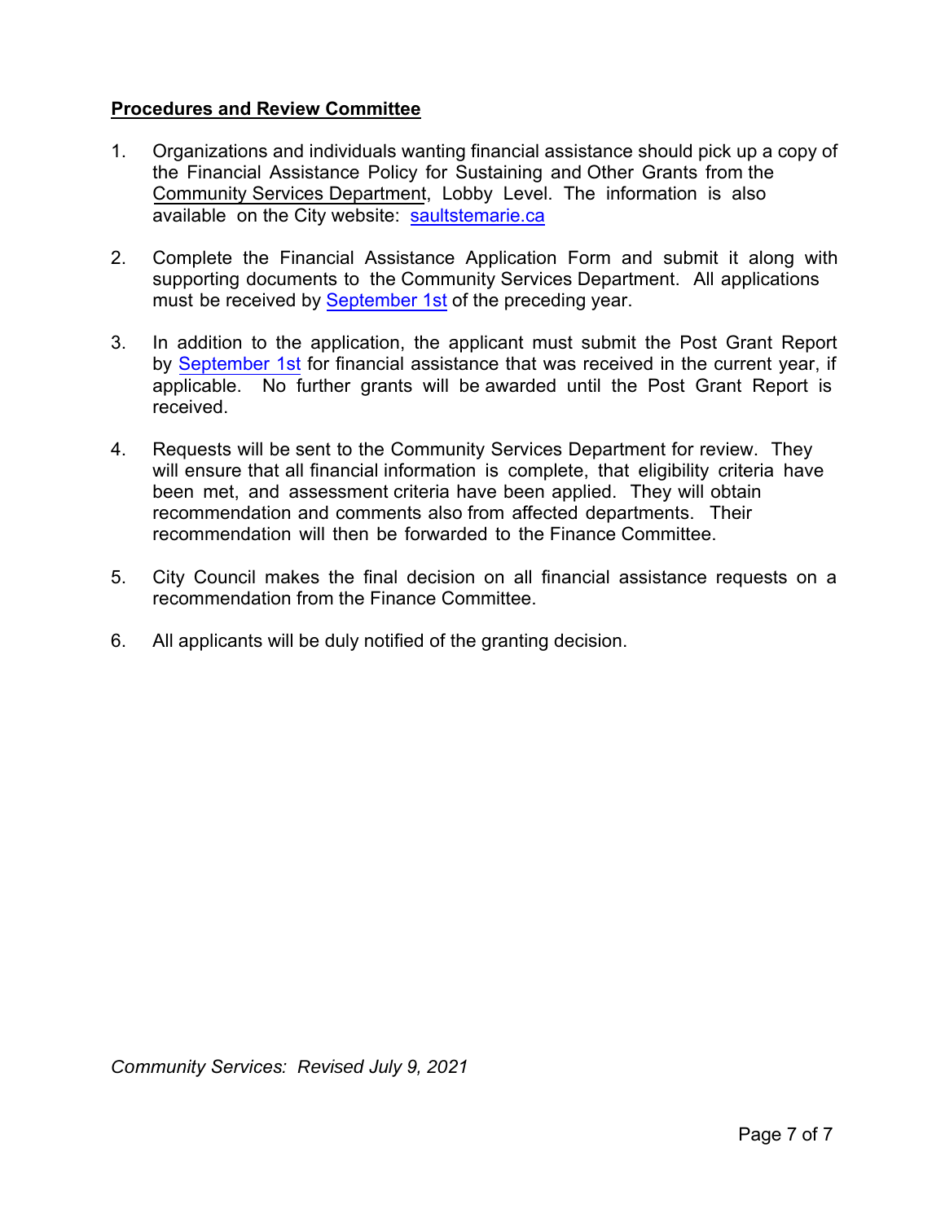## **Procedures and Review Committee**

1. Organizations and individuals wanting financial assistance should pick up a copy of the Financial Assistance Policy for Sustaining and Other Grants from the Community Services Department, Lobby Level. The information is also available on the City website: saultstemarie.ca

2. Complete the Financial Assistance Application Form and submit it along with supporting documents to the Community Services Department. All applications must be received by September 1st of the preceding year.

3. In addition to the application, the applicant must submit the Post Grant Report by September 1st for financial assistance that was received in the current year, if applicable. No further grants will be awarded until the Post Grant Report is received.

4. Requests will be sent to the Community Services Department for review. They will ensure that all financial information is complete, that eligibility criteria have been met, and assessment criteria have been applied. They will obtain recommendation and comments also from affected departments. Their recommendation will then be forwarded to the Finance Committee.

5. City Council makes the final decision on all financial assistance requests on a recommendation from the Finance Committee.

6. All applicants will be duly notified of the granting decision.

*Community Services: Revised July 9, 2021*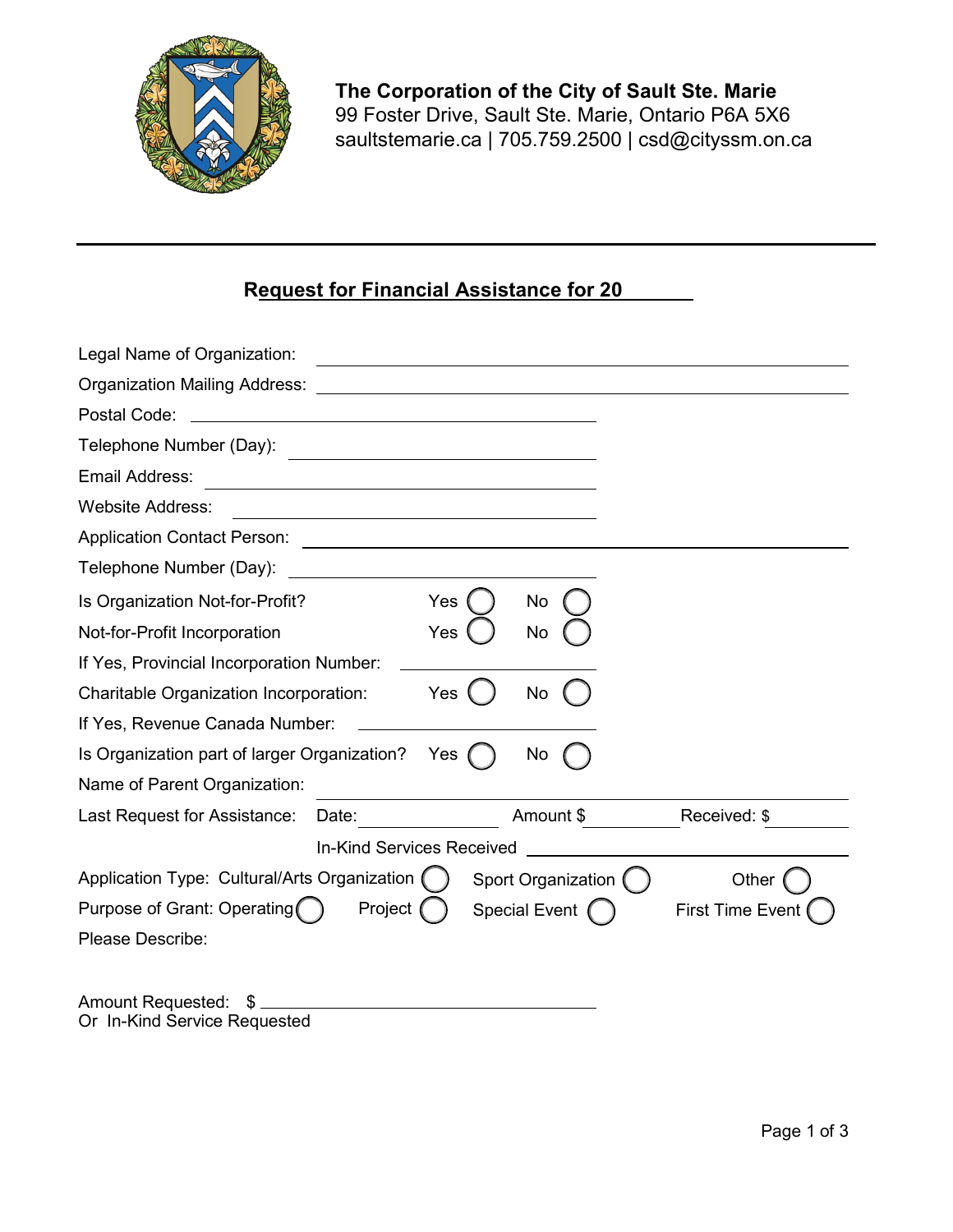**The Corporation of the City of Sault Ste. Marie**
99 Foster Drive, Sault Ste. Marie, Ontario P6A 5X6
saultstemarie.ca | 705.759.2500 | csd@cityssm.on.ca

---

## Request for Financial Assistance for 20______

Legal Name of Organization: ____________________________________________

Organization Mailing Address: ____________________________________________

Postal Code: ____________________________

Telephone Number (Day): ____________________________

Email Address: ____________________________

Website Address: ____________________________

Application Contact Person: ____________________________________________

Telephone Number (Day): ____________________________

Is Organization Not-for-Profit? Yes ◯ No ◯

Not-for-Profit Incorporation Yes ◯ No ◯

If Yes, Provincial Incorporation Number: ____________________________

Charitable Organization Incorporation: Yes ◯ No ◯

If Yes, Revenue Canada Number: ____________________________

Is Organization part of larger Organization? Yes ◯ No ◯

Name of Parent Organization: ____________________________________________

Last Request for Assistance: Date: __________ Amount $ __________ Received: $ __________

In-Kind Services Received ____________________________

Application Type: Cultural/Arts Organization ◯ Sport Organization ◯ Other ◯

Purpose of Grant: Operating ◯ Project ◯ Special Event ◯ First Time Event ◯

Please Describe:

Amount Requested: $ ____________________________
Or In-Kind Service Requested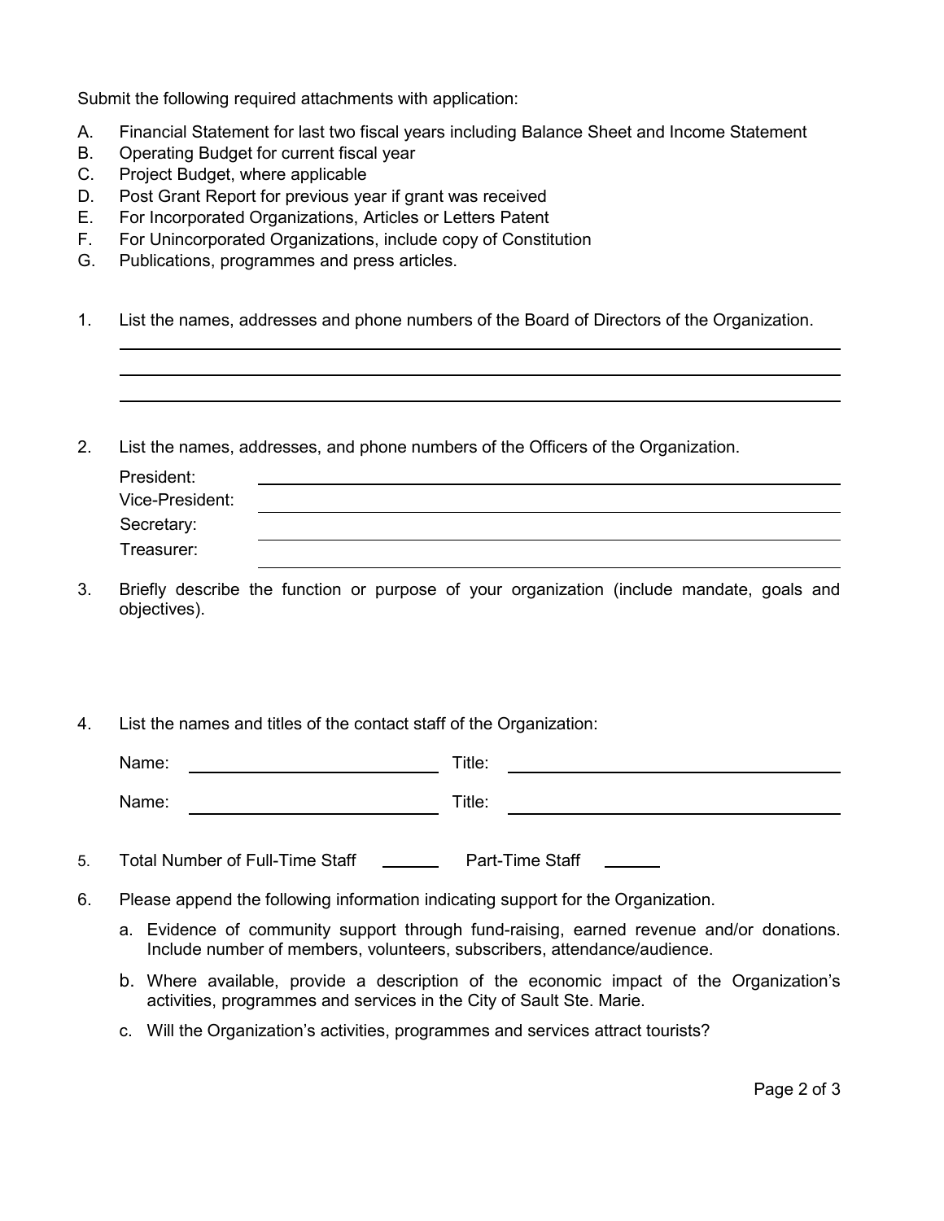Submit the following required attachments with application:

A. Financial Statement for last two fiscal years including Balance Sheet and Income Statement
B. Operating Budget for current fiscal year
C. Project Budget, where applicable
D. Post Grant Report for previous year if grant was received
E. For Incorporated Organizations, Articles or Letters Patent
F. For Unincorporated Organizations, include copy of Constitution
G. Publications, programmes and press articles.

1. List the names, addresses and phone numbers of the Board of Directors of the Organization.

______________________________________________________________________

______________________________________________________________________

______________________________________________________________________

2. List the names, addresses, and phone numbers of the Officers of the Organization.

   President: ______________________________________________

   Vice-President: ______________________________________________

   Secretary: ______________________________________________

   Treasurer: ______________________________________________

3. Briefly describe the function or purpose of your organization (include mandate, goals and objectives).

4. List the names and titles of the contact staff of the Organization:

   Name: ____________________ Title: ______________________________

   Name: ____________________ Title: ______________________________

5. Total Number of Full-Time Staff ______ Part-Time Staff ______

6. Please append the following information indicating support for the Organization.

   a. Evidence of community support through fund-raising, earned revenue and/or donations. Include number of members, volunteers, subscribers, attendance/audience.

   b. Where available, provide a description of the economic impact of the Organization's activities, programmes and services in the City of Sault Ste. Marie.

   c. Will the Organization's activities, programmes and services attract tourists?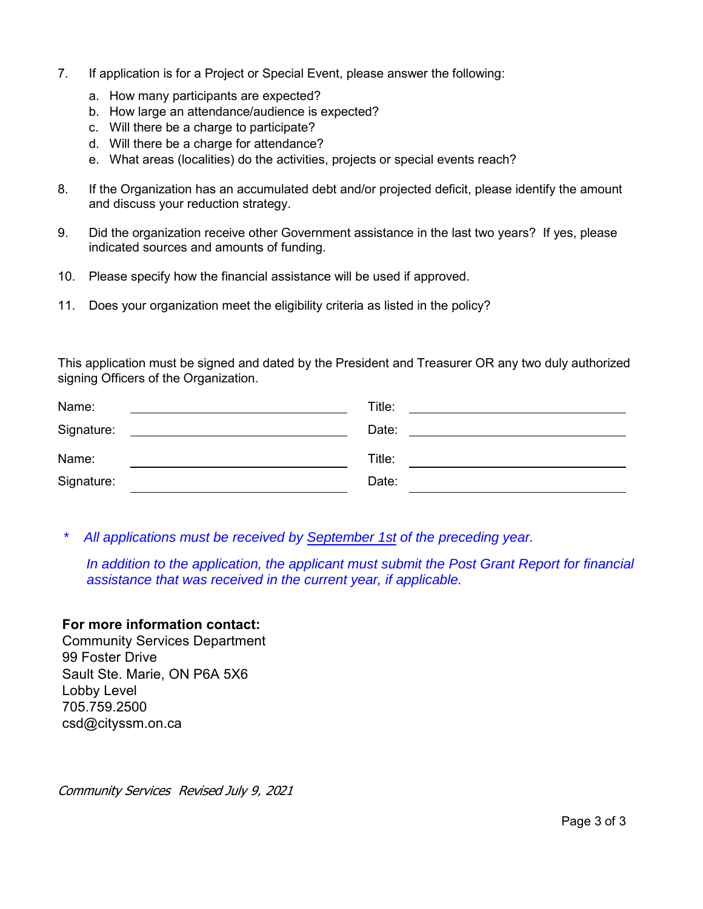7. If application is for a Project or Special Event, please answer the following:

   a. How many participants are expected?
   b. How large an attendance/audience is expected?
   c. Will there be a charge to participate?
   d. Will there be a charge for attendance?
   e. What areas (localities) do the activities, projects or special events reach?

8. If the Organization has an accumulated debt and/or projected deficit, please identify the amount and discuss your reduction strategy.

9. Did the organization receive other Government assistance in the last two years? If yes, please indicated sources and amounts of funding.

10. Please specify how the financial assistance will be used if approved.

11. Does your organization meet the eligibility criteria as listed in the policy?

This application must be signed and dated by the President and Treasurer OR any two duly authorized signing Officers of the Organization.

| | | | |
|---|---|---|---|
| Name: | ______________________ | Title: | ______________________ |
| Signature: | ______________________ | Date: | ______________________ |
| Name: | ______________________ | Title: | ______________________ |
| Signature: | ______________________ | Date: | ______________________ |

\* *All applications must be received by <u>September 1st</u> of the preceding year.*

*In addition to the application, the applicant must submit the Post Grant Report for financial assistance that was received in the current year, if applicable.*

**For more information contact:**
Community Services Department
99 Foster Drive
Sault Ste. Marie, ON P6A 5X6
Lobby Level
705.759.2500
csd@cityssm.on.ca

*Community Services Revised July 9, 2021*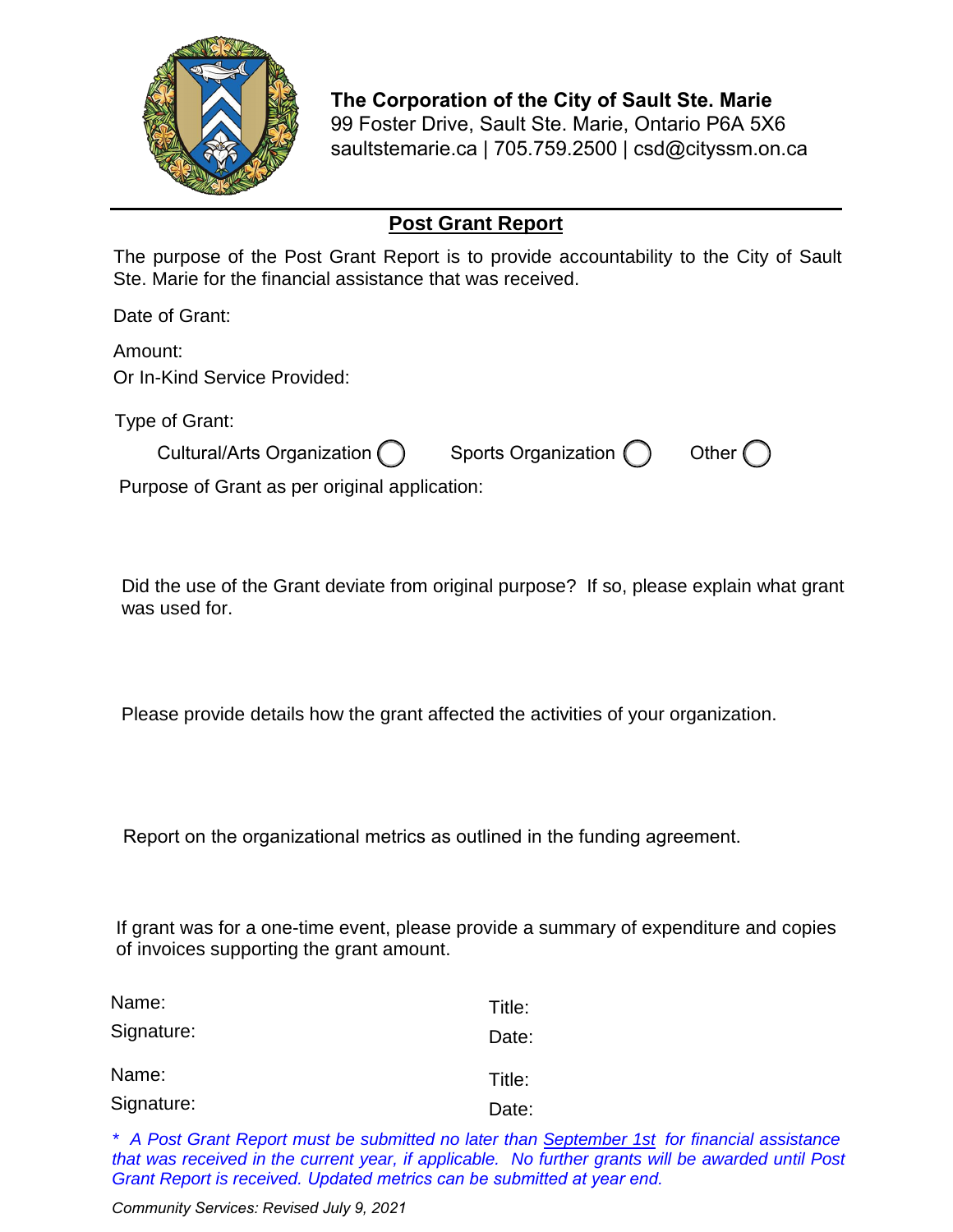**The Corporation of the City of Sault Ste. Marie**
99 Foster Drive, Sault Ste. Marie, Ontario P6A 5X6
saultstemarie.ca | 705.759.2500 | csd@cityssm.on.ca

---

## Post Grant Report

The purpose of the Post Grant Report is to provide accountability to the City of Sault Ste. Marie for the financial assistance that was received.

Date of Grant:

Amount:
Or In-Kind Service Provided:

Type of Grant:

Cultural/Arts Organization ◯ Sports Organization ◯ Other ◯

Purpose of Grant as per original application:

Did the use of the Grant deviate from original purpose? If so, please explain what grant was used for.

Please provide details how the grant affected the activities of your organization.

Report on the organizational metrics as outlined in the funding agreement.

If grant was for a one-time event, please provide a summary of expenditure and copies of invoices supporting the grant amount.

| | |
|---|---|
| Name: | Title: |
| Signature: | Date: |
| Name: | Title: |
| Signature: | Date: |

*\* A Post Grant Report must be submitted no later than September 1st for financial assistance that was received in the current year, if applicable. No further grants will be awarded until Post Grant Report is received. Updated metrics can be submitted at year end.*

*Community Services: Revised July 9, 2021*